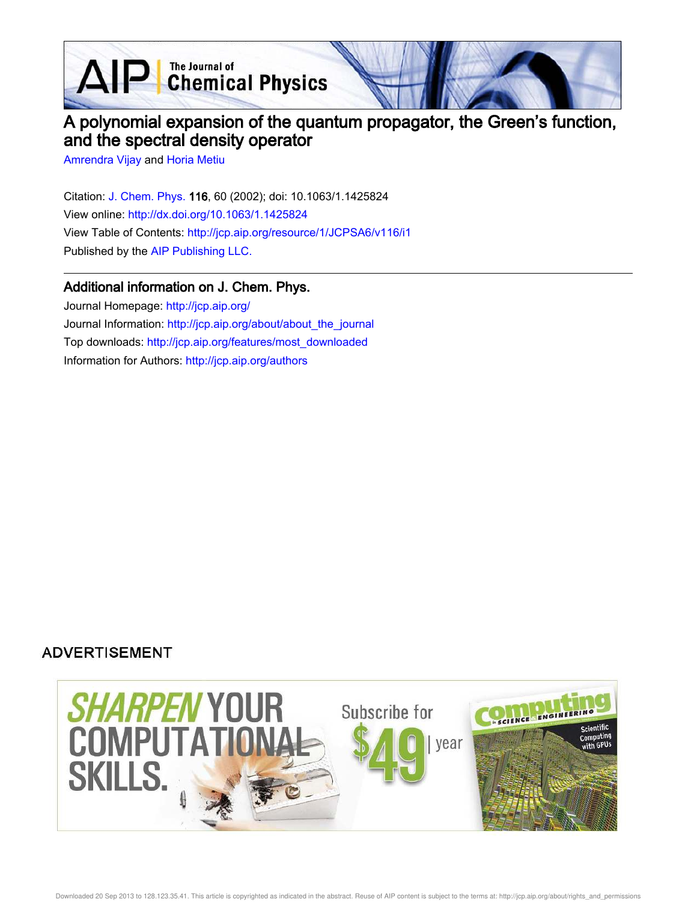# A polynomial expansion of the quantum propagator, the Green's function, and the spectral density operator

Amrendra Vijay and Horia Metiu

Citation: J. Chem. Phys. **116**, 60 (2002); doi: 10.1063/1.1425824

View online: http://dx.doi.org/10.1063/1.1425824

View Table of Contents: http://jcp.aip.org/resource/1/JCPSA6/v116/i1

Published by the AIP Publishing LLC.

## Additional information on J. Chem. Phys.

Journal Homepage: http://jcp.aip.org/

Journal Information: http://jcp.aip.org/about/about_the_journal

Top downloads: http://jcp.aip.org/features/most_downloaded

Information for Authors: http://jcp.aip.org/authors

ADVERTISEMENT

SHARPEN YOUR COMPUTATIONAL SKILLS.

Subscribe for $49 | year

Downloaded 20 Sep 2013 to 128.123.35.41. This article is copyrighted as indicated in the abstract. Reuse of AIP content is subject to the terms at: http://jcp.aip.org/about/rights_and_permissions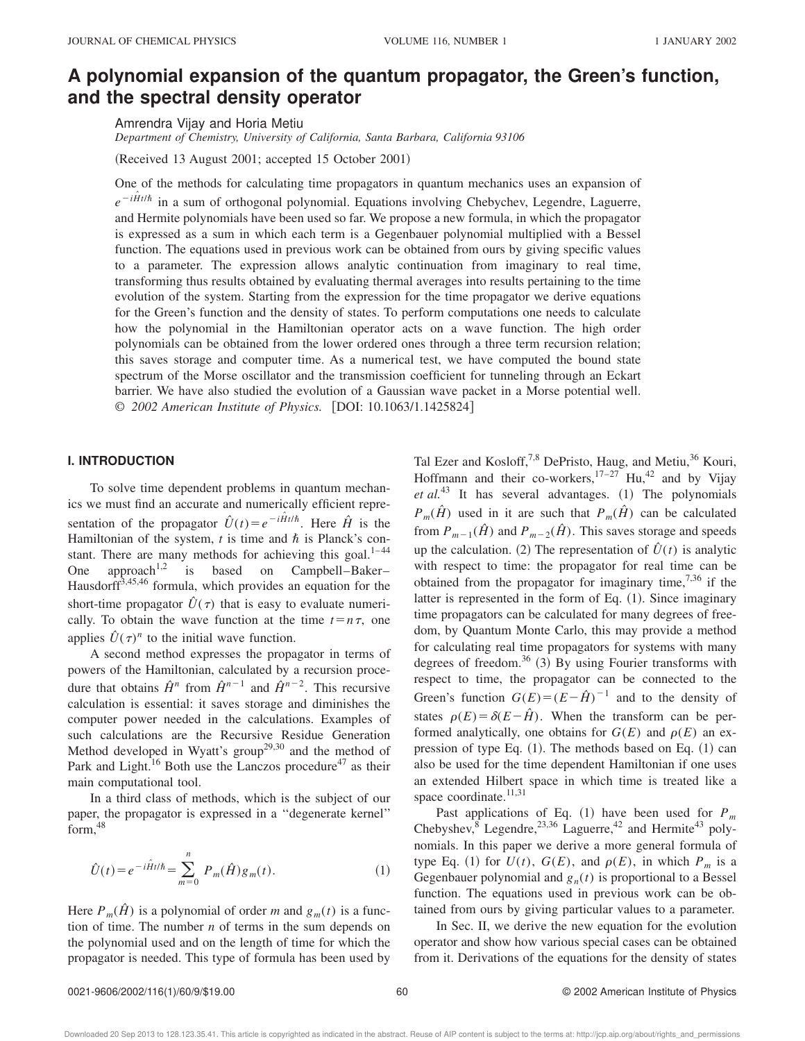# A polynomial expansion of the quantum propagator, the Green's function, and the spectral density operator

Amrendra Vijay and Horia Metiu

*Department of Chemistry, University of California, Santa Barbara, California 93106*

(Received 13 August 2001; accepted 15 October 2001)

One of the methods for calculating time propagators in quantum mechanics uses an expansion of $e^{-i\hat{H}t/\hbar}$ in a sum of orthogonal polynomial. Equations involving Chebychev, Legendre, Laguerre, and Hermite polynomials have been used so far. We propose a new formula, in which the propagator is expressed as a sum in which each term is a Gegenbauer polynomial multiplied with a Bessel function. The equations used in previous work can be obtained from ours by giving specific values to a parameter. The expression allows analytic continuation from imaginary to real time, transforming thus results obtained by evaluating thermal averages into results pertaining to the time evolution of the system. Starting from the expression for the time propagator we derive equations for the Green's function and the density of states. To perform computations one needs to calculate how the polynomial in the Hamiltonian operator acts on a wave function. The high order polynomials can be obtained from the lower ordered ones through a three term recursion relation; this saves storage and computer time. As a numerical test, we have computed the bound state spectrum of the Morse oscillator and the transmission coefficient for tunneling through an Eckart barrier. We have also studied the evolution of a Gaussian wave packet in a Morse potential well. © *2002 American Institute of Physics.* [DOI: 10.1063/1.1425824]

## I. INTRODUCTION

To solve time dependent problems in quantum mechanics we must find an accurate and numerically efficient representation of the propagator $\hat{U}(t)=e^{-i\hat{H}t/\hbar}$. Here $\hat{H}$ is the Hamiltonian of the system, $t$ is time and $\hbar$ is Planck's constant. There are many methods for achieving this goal.[1–44] One approach[1,2] is based on Campbell–Baker–Hausdorff[3,45,46] formula, which provides an equation for the short-time propagator $\hat{U}(\tau)$ that is easy to evaluate numerically. To obtain the wave function at the time $t=n\tau$, one applies $\hat{U}(\tau)^n$ to the initial wave function.

A second method expresses the propagator in terms of powers of the Hamiltonian, calculated by a recursion procedure that obtains $\hat{H}^n$ from $\hat{H}^{n-1}$ and $\hat{H}^{n-2}$. This recursive calculation is essential: it saves storage and diminishes the computer power needed in the calculations. Examples of such calculations are the Recursive Residue Generation Method developed in Wyatt's group[29,30] and the method of Park and Light.[16] Both use the Lanczos procedure[47] as their main computational tool.

In a third class of methods, which is the subject of our paper, the propagator is expressed in a "degenerate kernel" form,[48]

$$\hat{U}(t)=e^{-i\hat{H}t/\hbar}=\sum_{m=0}^{n} P_m(\hat{H})g_m(t). \tag{1}$$

Here $P_m(\hat{H})$ is a polynomial of order $m$ and $g_m(t)$ is a function of time. The number $n$ of terms in the sum depends on the polynomial used and on the length of time for which the propagator is needed. This type of formula has been used by Tal Ezer and Kosloff,[7,8] DePristo, Haug, and Metiu,[36] Kouri, Hoffmann and their co-workers,[17–27] Hu,[42] and by Vijay *et al.*[43] It has several advantages. (1) The polynomials $P_m(\hat{H})$ used in it are such that $P_m(\hat{H})$ can be calculated from $P_{m-1}(\hat{H})$ and $P_{m-2}(\hat{H})$. This saves storage and speeds up the calculation. (2) The representation of $\hat{U}(t)$ is analytic with respect to time: the propagator for real time can be obtained from the propagator for imaginary time,[7,36] if the latter is represented in the form of Eq. (1). Since imaginary time propagators can be calculated for many degrees of freedom, by Quantum Monte Carlo, this may provide a method for calculating real time propagators for systems with many degrees of freedom.[36] (3) By using Fourier transforms with respect to time, the propagator can be connected to the Green's function $G(E)=(E-\hat{H})^{-1}$ and to the density of states $\rho(E)=\delta(E-\hat{H})$. When the transform can be performed analytically, one obtains for $G(E)$ and $\rho(E)$ an expression of type Eq. (1). The methods based on Eq. (1) can also be used for the time dependent Hamiltonian if one uses an extended Hilbert space in which time is treated like a space coordinate.[11,31]

Past applications of Eq. (1) have been used for $P_m$ Chebyshev,[8] Legendre,[23,36] Laguerre,[42] and Hermite[43] polynomials. In this paper we derive a more general formula of type Eq. (1) for $U(t)$, $G(E)$, and $\rho(E)$, in which $P_m$ is a Gegenbauer polynomial and $g_n(t)$ is proportional to a Bessel function. The equations used in previous work can be obtained from ours by giving particular values to a parameter.

In Sec. II, we derive the new equation for the evolution operator and show how various special cases can be obtained from it. Derivations of the equations for the density of states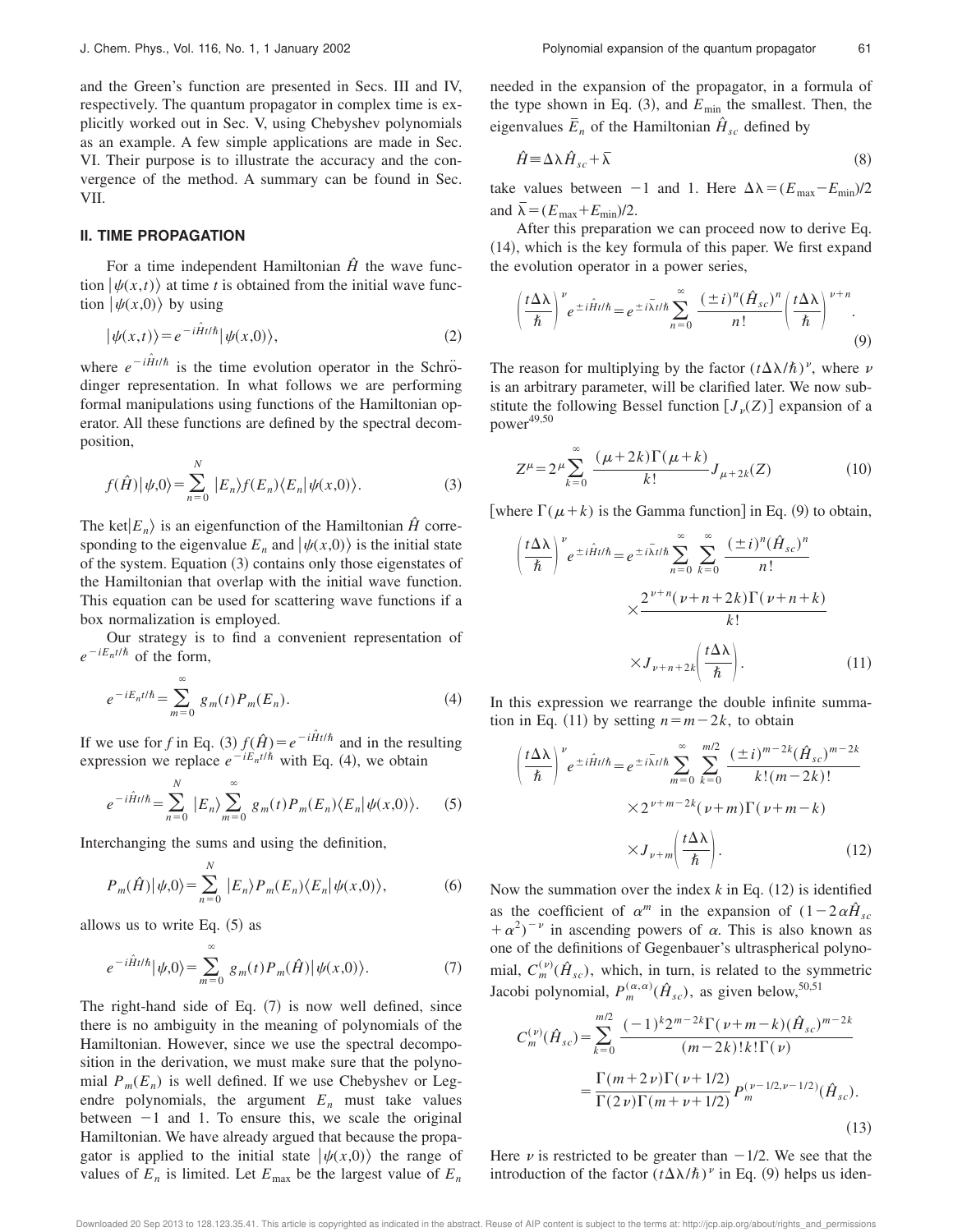and the Green's function are presented in Secs. III and IV, respectively. The quantum propagator in complex time is explicitly worked out in Sec. V, using Chebyshev polynomials as an example. A few simple applications are made in Sec. VI. Their purpose is to illustrate the accuracy and the convergence of the method. A summary can be found in Sec. VII.

## II. TIME PROPAGATION

For a time independent Hamiltonian $\hat{H}$ the wave function $|\psi(x,t)\rangle$ at time $t$ is obtained from the initial wave function $|\psi(x,0)\rangle$ by using

$$|\psi(x,t)\rangle = e^{-i\hat{H}t/\hbar}|\psi(x,0)\rangle, \tag{2}$$

where $e^{-i\hat{H}t/\hbar}$ is the time evolution operator in the Schrödinger representation. In what follows we are performing formal manipulations using functions of the Hamiltonian operator. All these functions are defined by the spectral decomposition,

$$f(\hat{H})|\psi,0\rangle = \sum_{n=0}^{N} |E_n\rangle f(E_n)\langle E_n|\psi(x,0)\rangle. \tag{3}$$

The ket$|E_n\rangle$ is an eigenfunction of the Hamiltonian $\hat{H}$ corresponding to the eigenvalue $E_n$ and $|\psi(x,0)\rangle$ is the initial state of the system. Equation (3) contains only those eigenstates of the Hamiltonian that overlap with the initial wave function. This equation can be used for scattering wave functions if a box normalization is employed.

Our strategy is to find a convenient representation of $e^{-iE_nt/\hbar}$ of the form,

$$e^{-iE_nt/\hbar} = \sum_{m=0}^{\infty} g_m(t)P_m(E_n). \tag{4}$$

If we use for $f$ in Eq. (3) $f(\hat{H}) = e^{-i\hat{H}t/\hbar}$ and in the resulting expression we replace $e^{-iE_nt/\hbar}$ with Eq. (4), we obtain

$$e^{-i\hat{H}t/\hbar} = \sum_{n=0}^{N} |E_n\rangle \sum_{m=0}^{\infty} g_m(t)P_m(E_n)\langle E_n|\psi(x,0)\rangle. \tag{5}$$

Interchanging the sums and using the definition,

$$P_m(\hat{H})|\psi,0\rangle = \sum_{n=0}^{N} |E_n\rangle P_m(E_n)\langle E_n|\psi(x,0)\rangle, \tag{6}$$

allows us to write Eq. (5) as

$$e^{-i\hat{H}t/\hbar}|\psi,0\rangle = \sum_{m=0}^{\infty} g_m(t)P_m(\hat{H})|\psi(x,0)\rangle. \tag{7}$$

The right-hand side of Eq. (7) is now well defined, since there is no ambiguity in the meaning of polynomials of the Hamiltonian. However, since we use the spectral decomposition in the derivation, we must make sure that the polynomial $P_m(E_n)$ is well defined. If we use Chebyshev or Legendre polynomials, the argument $E_n$ must take values between $-1$ and 1. To ensure this, we scale the original Hamiltonian. We have already argued that because the propagator is applied to the initial state $|\psi(x,0)\rangle$ the range of values of $E_n$ is limited. Let $E_{\max}$ be the largest value of $E_n$ needed in the expansion of the propagator, in a formula of the type shown in Eq. (3), and $E_{\min}$ the smallest. Then, the eigenvalues $\bar{E}_n$ of the Hamiltonian $\hat{H}_{sc}$ defined by

$$\hat{H} \equiv \Delta\lambda \hat{H}_{sc} + \bar{\lambda} \tag{8}$$

take values between $-1$ and 1. Here $\Delta\lambda = (E_{\max} - E_{\min})/2$ and $\bar{\lambda} = (E_{\max} + E_{\min})/2$.

After this preparation we can proceed now to derive Eq. (14), which is the key formula of this paper. We first expand the evolution operator in a power series,

$$\left(\frac{t\Delta\lambda}{\hbar}\right)^{\nu} e^{\pm i\hat{H}t/\hbar} = e^{\pm i\bar{\lambda}t/\hbar} \sum_{n=0}^{\infty} \frac{(\pm i)^n(\hat{H}_{sc})^n}{n!}\left(\frac{t\Delta\lambda}{\hbar}\right)^{\nu+n}. \tag{9}$$

The reason for multiplying by the factor $(t\Delta\lambda/\hbar)^{\nu}$, where $\nu$ is an arbitrary parameter, will be clarified later. We now substitute the following Bessel function $[J_{\nu}(Z)]$ expansion of a power[49,50]

$$Z^{\mu} = 2^{\mu} \sum_{k=0}^{\infty} \frac{(\mu+2k)\Gamma(\mu+k)}{k!} J_{\mu+2k}(Z) \tag{10}$$

[where $\Gamma(\mu+k)$ is the Gamma function] in Eq. (9) to obtain,

$$\left(\frac{t\Delta\lambda}{\hbar}\right)^{\nu} e^{\pm i\hat{H}t/\hbar} = e^{\pm i\bar{\lambda}t/\hbar} \sum_{n=0}^{\infty}\sum_{k=0}^{\infty} \frac{(\pm i)^n(\hat{H}_{sc})^n}{n!} \times \frac{2^{\nu+n}(\nu+n+2k)\Gamma(\nu+n+k)}{k!} \times J_{\nu+n+2k}\left(\frac{t\Delta\lambda}{\hbar}\right). \tag{11}$$

In this expression we rearrange the double infinite summation in Eq. (11) by setting $n = m - 2k$, to obtain

$$\left(\frac{t\Delta\lambda}{\hbar}\right)^{\nu} e^{\pm i\hat{H}t/\hbar} = e^{\pm i\bar{\lambda}t/\hbar} \sum_{m=0}^{\infty}\sum_{k=0}^{m/2} \frac{(\pm i)^{m-2k}(\hat{H}_{sc})^{m-2k}}{k!(m-2k)!} \times 2^{\nu+m-2k}(\nu+m)\Gamma(\nu+m-k) \times J_{\nu+m}\left(\frac{t\Delta\lambda}{\hbar}\right). \tag{12}$$

Now the summation over the index $k$ in Eq. (12) is identified as the coefficient of $\alpha^m$ in the expansion of $(1 - 2\alpha\hat{H}_{sc} + \alpha^2)^{-\nu}$ in ascending powers of $\alpha$. This is also known as one of the definitions of Gegenbauer's ultraspherical polynomial, $C_m^{(\nu)}(\hat{H}_{sc})$, which, in turn, is related to the symmetric Jacobi polynomial, $P_m^{(\alpha,\alpha)}(\hat{H}_{sc})$, as given below,[50,51]

$$C_m^{(\nu)}(\hat{H}_{sc}) = \sum_{k=0}^{m/2} \frac{(-1)^k 2^{m-2k}\Gamma(\nu+m-k)(\hat{H}_{sc})^{m-2k}}{(m-2k)!k!\Gamma(\nu)} = \frac{\Gamma(m+2\nu)\Gamma(\nu+1/2)}{\Gamma(2\nu)\Gamma(m+\nu+1/2)} P_m^{(\nu-1/2,\nu-1/2)}(\hat{H}_{sc}). \tag{13}$$

Here $\nu$ is restricted to be greater than $-1/2$. We see that the introduction of the factor $(t\Delta\lambda/\hbar)^{\nu}$ in Eq. (9) helps us iden-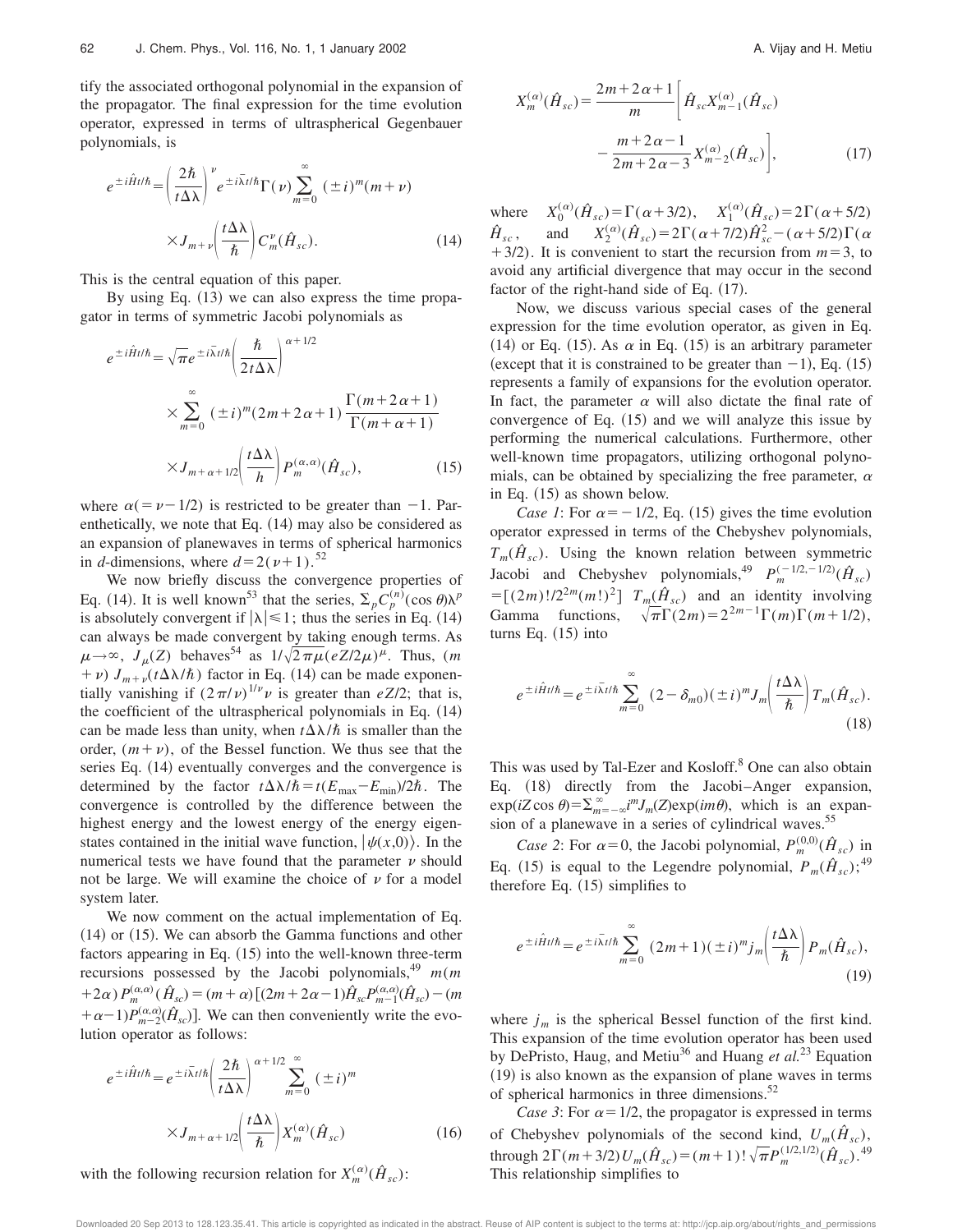tify the associated orthogonal polynomial in the expansion of the propagator. The final expression for the time evolution operator, expressed in terms of ultraspherical Gegenbauer polynomials, is

$$e^{\pm i\hat{H}t/\hbar}=\left(\frac{2\hbar}{t\Delta\lambda}\right)^{\nu}e^{\pm i\bar{\lambda}t/\hbar}\Gamma(\nu)\sum_{m=0}^{\infty}(\pm i)^{m}(m+\nu)\times J_{m+\nu}\left(\frac{t\Delta\lambda}{\hbar}\right)C_{m}^{\nu}(\hat{H}_{sc}).\tag{14}$$

This is the central equation of this paper.

By using Eq. (13) we can also express the time propagator in terms of symmetric Jacobi polynomials as

$$e^{\pm i\hat{H}t/\hbar}=\sqrt{\pi}e^{\pm i\bar{\lambda}t/\hbar}\left(\frac{\hbar}{2t\Delta\lambda}\right)^{\alpha+1/2}\times\sum_{m=0}^{\infty}(\pm i)^{m}(2m+2\alpha+1)\frac{\Gamma(m+2\alpha+1)}{\Gamma(m+\alpha+1)}\times J_{m+\alpha+1/2}\left(\frac{t\Delta\lambda}{h}\right)P_{m}^{(\alpha,\alpha)}(\hat{H}_{sc}),\tag{15}$$

where $\alpha(=\nu-1/2)$ is restricted to be greater than $-1$. Parenthetically, we note that Eq. (14) may also be considered as an expansion of planewaves in terms of spherical harmonics in $d$-dimensions, where $d=2(\nu+1)$.[52]

We now briefly discuss the convergence properties of Eq. (14). It is well known[53] that the series, $\Sigma_{p}C_{p}^{(n)}(\cos\theta)\lambda^{p}$ is absolutely convergent if $|\lambda|\leq 1$; thus the series in Eq. (14) can always be made convergent by taking enough terms. As $\mu\rightarrow\infty$, $J_{\mu}(Z)$ behaves[54] as $1/\sqrt{2\pi\mu}(eZ/2\mu)^{\mu}$. Thus, $(m+\nu)J_{m+\nu}(t\Delta\lambda/\hbar)$ factor in Eq. (14) can be made exponentially vanishing if $(2\pi/\nu)^{1/\nu}\nu$ is greater than $eZ/2$; that is, the coefficient of the ultraspherical polynomials in Eq. (14) can be made less than unity, when $t\Delta\lambda/\hbar$ is smaller than the order, $(m+\nu)$, of the Bessel function. We thus see that the series Eq. (14) eventually converges and the convergence is determined by the factor $t\Delta\lambda/\hbar=t(E_{\max}-E_{\min})/2\hbar$. The convergence is controlled by the difference between the highest energy and the lowest energy of the energy eigenstates contained in the initial wave function, $|\psi(x,0)\rangle$. In the numerical tests we have found that the parameter $\nu$ should not be large. We will examine the choice of $\nu$ for a model system later.

We now comment on the actual implementation of Eq. (14) or (15). We can absorb the Gamma functions and other factors appearing in Eq. (15) into the well-known three-term recursions possessed by the Jacobi polynomials,[49] $m(m+2\alpha)P_{m}^{(\alpha,\alpha)}(\hat{H}_{sc})=(m+\alpha)[(2m+2\alpha-1)\hat{H}_{sc}P_{m-1}^{(\alpha,\alpha)}(\hat{H}_{sc})-(m+\alpha-1)P_{m-2}^{(\alpha,\alpha)}(\hat{H}_{sc})]$. We can then conveniently write the evolution operator as follows:

$$e^{\pm i\hat{H}t/\hbar}=e^{\pm i\bar{\lambda}t/\hbar}\left(\frac{2\hbar}{t\Delta\lambda}\right)^{\alpha+1/2}\sum_{m=0}^{\infty}(\pm i)^{m}\times J_{m+\alpha+1/2}\left(\frac{t\Delta\lambda}{\hbar}\right)X_{m}^{(\alpha)}(\hat{H}_{sc})\tag{16}$$

with the following recursion relation for $X_{m}^{(\alpha)}(\hat{H}_{sc})$:

$$X_{m}^{(\alpha)}(\hat{H}_{sc})=\frac{2m+2\alpha+1}{m}\left[\hat{H}_{sc}X_{m-1}^{(\alpha)}(\hat{H}_{sc})-\frac{m+2\alpha-1}{2m+2\alpha-3}X_{m-2}^{(\alpha)}(\hat{H}_{sc})\right],\tag{17}$$

where $X_{0}^{(\alpha)}(\hat{H}_{sc})=\Gamma(\alpha+3/2)$, $X_{1}^{(\alpha)}(\hat{H}_{sc})=2\Gamma(\alpha+5/2)\hat{H}_{sc}$, and $X_{2}^{(\alpha)}(\hat{H}_{sc})=2\Gamma(\alpha+7/2)\hat{H}_{sc}^{2}-(\alpha+5/2)\Gamma(\alpha+3/2)$. It is convenient to start the recursion from $m=3$, to avoid any artificial divergence that may occur in the second factor of the right-hand side of Eq. (17).

Now, we discuss various special cases of the general expression for the time evolution operator, as given in Eq. (14) or Eq. (15). As $\alpha$ in Eq. (15) is an arbitrary parameter (except that it is constrained to be greater than $-1$), Eq. (15) represents a family of expansions for the evolution operator. In fact, the parameter $\alpha$ will also dictate the final rate of convergence of Eq. (15) and we will analyze this issue by performing the numerical calculations. Furthermore, other well-known time propagators, utilizing orthogonal polynomials, can be obtained by specializing the free parameter, $\alpha$ in Eq. (15) as shown below.

*Case 1*: For $\alpha=-1/2$, Eq. (15) gives the time evolution operator expressed in terms of the Chebyshev polynomials, $T_{m}(\hat{H}_{sc})$. Using the known relation between symmetric Jacobi and Chebyshev polynomials,[49] $P_{m}^{(-1/2,-1/2)}(\hat{H}_{sc})=[(2m)!/2^{2m}(m!)^{2}]\ T_{m}(\hat{H}_{sc})$ and an identity involving Gamma functions, $\sqrt{\pi}\Gamma(2m)=2^{2m-1}\Gamma(m)\Gamma(m+1/2)$, turns Eq. (15) into

$$e^{\pm i\hat{H}t/\hbar}=e^{\pm i\bar{\lambda}t/\hbar}\sum_{m=0}^{\infty}(2-\delta_{m0})(\pm i)^{m}J_{m}\left(\frac{t\Delta\lambda}{\hbar}\right)T_{m}(\hat{H}_{sc}).\tag{18}$$

This was used by Tal-Ezer and Kosloff.[8] One can also obtain Eq. (18) directly from the Jacobi–Anger expansion, $\exp(iZ\cos\theta)=\Sigma_{m=-\infty}^{\infty}i^{m}J_{m}(Z)\exp(im\theta)$, which is an expansion of a planewave in a series of cylindrical waves.[55]

*Case 2*: For $\alpha=0$, the Jacobi polynomial, $P_{m}^{(0,0)}(\hat{H}_{sc})$ in Eq. (15) is equal to the Legendre polynomial, $P_{m}(\hat{H}_{sc})$;[49] therefore Eq. (15) simplifies to

$$e^{\pm i\hat{H}t/\hbar}=e^{\pm i\bar{\lambda}t/\hbar}\sum_{m=0}^{\infty}(2m+1)(\pm i)^{m}j_{m}\left(\frac{t\Delta\lambda}{\hbar}\right)P_{m}(\hat{H}_{sc}),\tag{19}$$

where $j_{m}$ is the spherical Bessel function of the first kind. This expansion of the time evolution operator has been used by DePristo, Haug, and Metiu[36] and Huang *et al.*[23] Equation (19) is also known as the expansion of plane waves in terms of spherical harmonics in three dimensions.[52]

*Case 3*: For $\alpha=1/2$, the propagator is expressed in terms of Chebyshev polynomials of the second kind, $U_{m}(\hat{H}_{sc})$, through $2\Gamma(m+3/2)U_{m}(\hat{H}_{sc})=(m+1)!\sqrt{\pi}P_{m}^{(1/2,1/2)}(\hat{H}_{sc})$.[49] This relationship simplifies to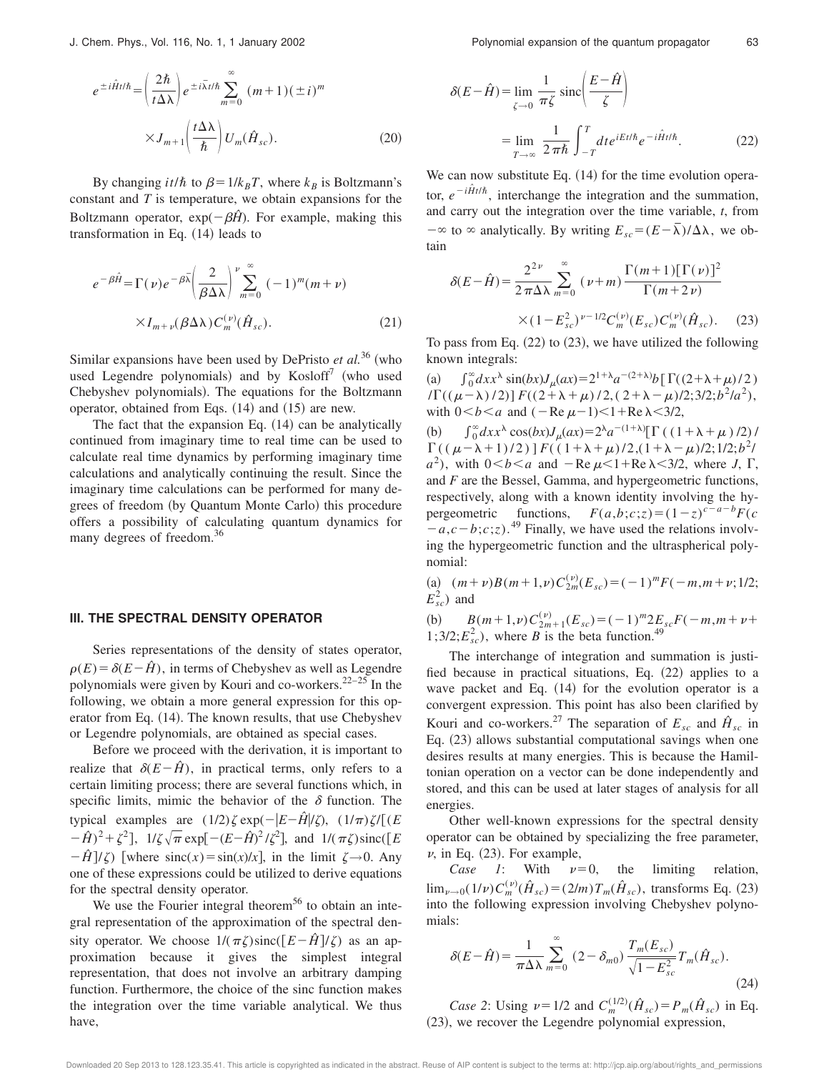$$e^{\pm i\hat{H}t/\hbar} = \left(\frac{2\hbar}{t\Delta\lambda}\right) e^{\pm i\bar{\lambda}t/\hbar} \sum_{m=0}^{\infty} (m+1)(\pm i)^m \times J_{m+1}\left(\frac{t\Delta\lambda}{\hbar}\right) U_m(\hat{H}_{sc}). \tag{20}$$

By changing $it/\hbar$ to $\beta = 1/k_B T$, where $k_B$ is Boltzmann's constant and $T$ is temperature, we obtain expansions for the Boltzmann operator, $\exp(-\beta\hat{H})$. For example, making this transformation in Eq. (14) leads to

$$e^{-\beta\hat{H}} = \Gamma(\nu) e^{-\beta\bar{\lambda}} \left(\frac{2}{\beta\Delta\lambda}\right)^{\nu} \sum_{m=0}^{\infty} (-1)^m (m+\nu) \times I_{m+\nu}(\beta\Delta\lambda) C_m^{(\nu)}(\hat{H}_{sc}). \tag{21}$$

Similar expansions have been used by DePristo *et al.*[36] (who used Legendre polynomials) and by Kosloff[7] (who used Chebyshev polynomials). The equations for the Boltzmann operator, obtained from Eqs. (14) and (15) are new.

The fact that the expansion Eq. (14) can be analytically continued from imaginary time to real time can be used to calculate real time dynamics by performing imaginary time calculations and analytically continuing the result. Since the imaginary time calculations can be performed for many degrees of freedom (by Quantum Monte Carlo) this procedure offers a possibility of calculating quantum dynamics for many degrees of freedom.[36]

## III. THE SPECTRAL DENSITY OPERATOR

Series representations of the density of states operator, $\rho(E) = \delta(E - \hat{H})$, in terms of Chebyshev as well as Legendre polynomials were given by Kouri and co-workers.[22–25] In the following, we obtain a more general expression for this operator from Eq. (14). The known results, that use Chebyshev or Legendre polynomials, are obtained as special cases.

Before we proceed with the derivation, it is important to realize that $\delta(E - \hat{H})$, in practical terms, only refers to a certain limiting process; there are several functions which, in specific limits, mimic the behavior of the $\delta$ function. The typical examples are $(1/2)\zeta \exp(-|E - \hat{H}|/\zeta)$, $(1/\pi)\zeta/[(E - \hat{H})^2 + \zeta^2]$, $1/\zeta\sqrt{\pi} \exp[-(E - \hat{H})^2/\zeta^2]$, and $1/(\pi\zeta)\text{sinc}([E - \hat{H}]/\zeta)$ [where $\text{sinc}(x) = \sin(x)/x$], in the limit $\zeta \to 0$. Any one of these expressions could be utilized to derive equations for the spectral density operator.

We use the Fourier integral theorem[56] to obtain an integral representation of the approximation of the spectral density operator. We choose $1/(\pi\zeta)\text{sinc}([E - \hat{H}]/\zeta)$ as an approximation because it gives the simplest integral representation, that does not involve an arbitrary damping function. Furthermore, the choice of the sinc function makes the integration over the time variable analytical. We thus have,

$$\delta(E - \hat{H}) = \lim_{\zeta \to 0} \frac{1}{\pi\zeta} \text{sinc}\left(\frac{E - \hat{H}}{\zeta}\right) = \lim_{T \to \infty} \frac{1}{2\pi\hbar} \int_{-T}^{T} dt e^{iEt/\hbar} e^{-i\hat{H}t/\hbar}. \tag{22}$$

We can now substitute Eq. (14) for the time evolution operator, $e^{-i\hat{H}t/\hbar}$, interchange the integration and the summation, and carry out the integration over the time variable, $t$, from $-\infty$ to $\infty$ analytically. By writing $E_{sc} = (E - \bar{\lambda})/\Delta\lambda$, we obtain

$$\delta(E - \hat{H}) = \frac{2^{2\nu}}{2\pi\Delta\lambda} \sum_{m=0}^{\infty} (\nu + m) \frac{\Gamma(m+1)[\Gamma(\nu)]^2}{\Gamma(m+2\nu)} \times (1 - E_{sc}^2)^{\nu - 1/2} C_m^{(\nu)}(E_{sc}) C_m^{(\nu)}(\hat{H}_{sc}). \tag{23}$$

To pass from Eq. (22) to (23), we have utilized the following known integrals:

(a) $\int_0^\infty dx x^\lambda \sin(bx) J_\mu(ax) = 2^{1+\lambda} a^{-(2+\lambda)} b [\Gamma((2+\lambda+\mu)/2) / \Gamma((\mu-\lambda)/2)] F((2+\lambda+\mu)/2, (2+\lambda-\mu)/2; 3/2; b^2/a^2)$, with $0 < b < a$ and $(-\text{Re}\,\mu - 1) < 1 + \text{Re}\,\lambda < 3/2$,

(b) $\int_0^\infty dx x^\lambda \cos(bx) J_\mu(ax) = 2^\lambda a^{-(1+\lambda)} [\Gamma((1+\lambda+\mu)/2) / \Gamma((\mu-\lambda+1)/2)] F((1+\lambda+\mu)/2, (1+\lambda-\mu)/2; 1/2; b^2/a^2)$, with $0 < b < a$ and $-\text{Re}\,\mu < 1 + \text{Re}\,\lambda < 3/2$, where $J$, $\Gamma$, and $F$ are the Bessel, Gamma, and hypergeometric functions, respectively, along with a known identity involving the hypergeometric functions, $F(a,b;c;z) = (1-z)^{c-a-b} F(c-a, c-b; c; z)$.[49] Finally, we have used the relations involving the hypergeometric function and the ultraspherical polynomial:

(a) $(m+\nu) B(m+1,\nu) C_{2m}^{(\nu)}(E_{sc}) = (-1)^m F(-m, m+\nu; 1/2; E_{sc}^2)$ and

(b) $B(m+1,\nu) C_{2m+1}^{(\nu)}(E_{sc}) = (-1)^m 2E_{sc} F(-m, m+\nu+1; 3/2; E_{sc}^2)$, where $B$ is the beta function.[49]

The interchange of integration and summation is justified because in practical situations, Eq. (22) applies to a wave packet and Eq. (14) for the evolution operator is a convergent expression. This point has also been clarified by Kouri and co-workers.[27] The separation of $E_{sc}$ and $\hat{H}_{sc}$ in Eq. (23) allows substantial computational savings when one desires results at many energies. This is because the Hamiltonian operation on a vector can be done independently and stored, and this can be used at later stages of analysis for all energies.

Other well-known expressions for the spectral density operator can be obtained by specializing the free parameter, $\nu$, in Eq. (23). For example,

*Case 1*: With $\nu = 0$, the limiting relation, $\lim_{\nu \to 0}(1/\nu) C_m^{(\nu)}(\hat{H}_{sc}) = (2/m) T_m(\hat{H}_{sc})$, transforms Eq. (23) into the following expression involving Chebyshev polynomials:

$$\delta(E - \hat{H}) = \frac{1}{\pi\Delta\lambda} \sum_{m=0}^{\infty} (2 - \delta_{m0}) \frac{T_m(E_{sc})}{\sqrt{1 - E_{sc}^2}} T_m(\hat{H}_{sc}). \tag{24}$$

*Case 2*: Using $\nu = 1/2$ and $C_m^{(1/2)}(\hat{H}_{sc}) = P_m(\hat{H}_{sc})$ in Eq. (23), we recover the Legendre polynomial expression,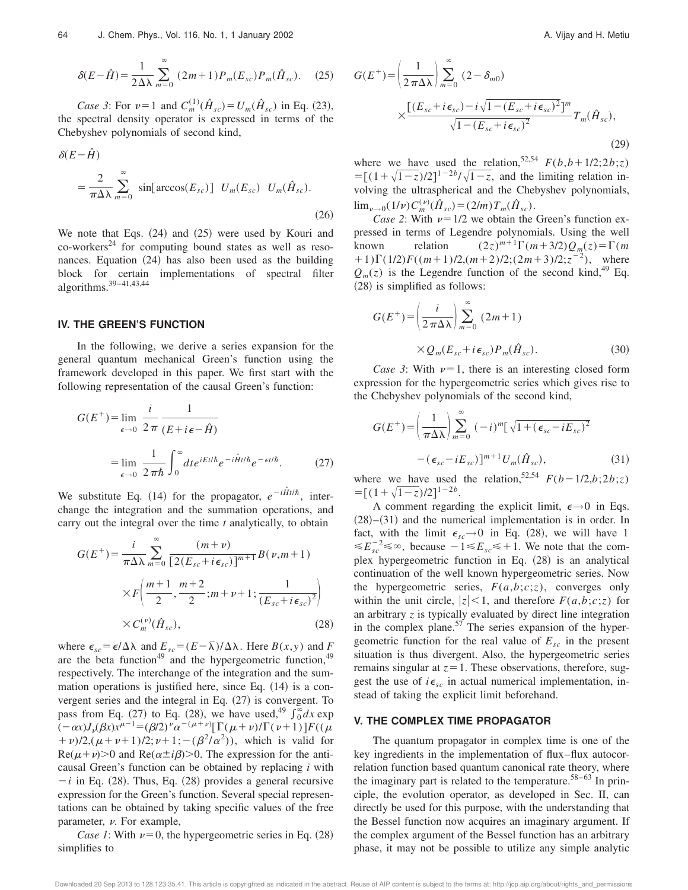$$\delta(E-\hat{H})=\frac{1}{2\Delta\lambda}\sum_{m=0}^{\infty}(2m+1)P_m(E_{sc})P_m(\hat{H}_{sc}). \quad (25)$$

*Case 3*: For $\nu=1$ and $C_m^{(1)}(\hat{H}_{sc})=U_m(\hat{H}_{sc})$ in Eq. (23), the spectral density operator is expressed in terms of the Chebyshev polynomials of second kind,

$$\delta(E-\hat{H})=\frac{2}{\pi\Delta\lambda}\sum_{m=0}^{\infty}\sin[\arccos(E_{sc})]\ U_m(E_{sc})\ U_m(\hat{H}_{sc}). \quad (26)$$

We note that Eqs. (24) and (25) were used by Kouri and co-workers[24] for computing bound states as well as resonances. Equation (24) has also been used as the building block for certain implementations of spectral filter algorithms.[39–41,43,44]

## IV. THE GREEN'S FUNCTION

In the following, we derive a series expansion for the general quantum mechanical Green's function using the framework developed in this paper. We first start with the following representation of the causal Green's function:

$$G(E^+)=\lim_{\epsilon\to 0}\frac{i}{2\pi}\frac{1}{(E+i\epsilon-\hat{H})}=\lim_{\epsilon\to 0}\frac{1}{2\pi\hbar}\int_0^{\infty}dt e^{iEt/\hbar}e^{-i\hat{H}t/\hbar}e^{-\epsilon t/\hbar}. \quad (27)$$

We substitute Eq. (14) for the propagator, $e^{-i\hat{H}t/\hbar}$, interchange the integration and the summation operations, and carry out the integral over the time $t$ analytically, to obtain

$$G(E^+)=\frac{i}{\pi\Delta\lambda}\sum_{m=0}^{\infty}\frac{(m+\nu)}{[2(E_{sc}+i\epsilon_{sc})]^{m+1}}B(\nu,m+1)\times F\left(\frac{m+1}{2},\frac{m+2}{2};m+\nu+1;\frac{1}{(E_{sc}+i\epsilon_{sc})^2}\right)\times C_m^{(\nu)}(\hat{H}_{sc}), \quad (28)$$

where $\epsilon_{sc}=\epsilon/\Delta\lambda$ and $E_{sc}=(E-\bar{\lambda})/\Delta\lambda$. Here $B(x,y)$ and $F$ are the beta function[49] and the hypergeometric function,[49] respectively. The interchange of the integration and the summation operations is justified here, since Eq. (14) is a convergent series and the integral in Eq. (27) is convergent. To pass from Eq. (27) to Eq. (28), we have used,[49] $\int_0^{\infty}dx \exp(-\alpha x)J_\nu(\beta x)x^{\mu-1}=(\beta/2)^{\nu}\alpha^{-(\mu+\nu)}[\Gamma(\mu+\nu)/\Gamma(\nu+1)]F((\mu+\nu)/2,(\mu+\nu+1)/2;\nu+1;-(\beta^2/\alpha^2))$, which is valid for $\mathrm{Re}(\mu+\nu)>0$ and $\mathrm{Re}(\alpha\pm i\beta)>0$. The expression for the anti-causal Green's function can be obtained by replacing $i$ with $-i$ in Eq. (28). Thus, Eq. (28) provides a general recursive expression for the Green's function. Several special representations can be obtained by taking specific values of the free parameter, $\nu$. For example,

*Case 1*: With $\nu=0$, the hypergeometric series in Eq. (28) simplifies to

$$G(E^+)=\left(\frac{1}{2\pi\Delta\lambda}\right)\sum_{m=0}^{\infty}(2-\delta_{m0})\times\frac{[(E_{sc}+i\epsilon_{sc})-i\sqrt{1-(E_{sc}+i\epsilon_{sc})^2}]^m}{\sqrt{1-(E_{sc}+i\epsilon_{sc})^2}}T_m(\hat{H}_{sc}), \quad (29)$$

where we have used the relation,[52,54] $F(b,b+1/2;2b;z)=[(1+\sqrt{1-z})/2]^{1-2b}/\sqrt{1-z}$, and the limiting relation involving the ultraspherical and the Chebyshev polynomials, $\lim_{\nu\to 0}(1/\nu)C_m^{(\nu)}(\hat{H}_{sc})=(2/m)T_m(\hat{H}_{sc})$.

*Case 2*: With $\nu=1/2$ we obtain the Green's function expressed in terms of Legendre polynomials. Using the well known relation $(2z)^{m+1}\Gamma(m+3/2)Q_m(z)=\Gamma(m+1)\Gamma(1/2)F((m+1)/2,(m+2)/2;(2m+3)/2;z^{-2})$, where $Q_m(z)$ is the Legendre function of the second kind,[49] Eq. (28) is simplified as follows:

$$G(E^+)=\left(\frac{i}{2\pi\Delta\lambda}\right)\sum_{m=0}^{\infty}(2m+1)\times Q_m(E_{sc}+i\epsilon_{sc})P_m(\hat{H}_{sc}). \quad (30)$$

*Case 3*: With $\nu=1$, there is an interesting closed form expression for the hypergeometric series which gives rise to the Chebyshev polynomials of the second kind,

$$G(E^+)=\left(\frac{1}{\pi\Delta\lambda}\right)\sum_{m=0}^{\infty}(-i)^m[\sqrt{1+(\epsilon_{sc}-iE_{sc})^2}-(\epsilon_{sc}-iE_{sc})]^{m+1}U_m(\hat{H}_{sc}), \quad (31)$$

where we have used the relation,[52,54] $F(b-1/2,b;2b;z)=[(1+\sqrt{1-z})/2]^{1-2b}$.

A comment regarding the explicit limit, $\epsilon\to 0$ in Eqs. (28)–(31) and the numerical implementation is in order. In fact, with the limit $\epsilon_{sc}\to 0$ in Eq. (28), we will have $1\leqslant E_{sc}^{-2}\leqslant\infty$, because $-1\leqslant E_{sc}\leqslant +1$. We note that the complex hypergeometric function in Eq. (28) is an analytical continuation of the well known hypergeometric series. Now the hypergeometric series, $F(a,b;c;z)$, converges only within the unit circle, $|z|<1$, and therefore $F(a,b;c;z)$ for an arbitrary $z$ is typically evaluated by direct line integration in the complex plane.[57] The series expansion of the hypergeometric function for the real value of $E_{sc}$ in the present situation is thus divergent. Also, the hypergeometric series remains singular at $z=1$. These observations, therefore, suggest the use of $i\epsilon_{sc}$ in actual numerical implementation, instead of taking the limit explicit beforehand.

## V. THE COMPLEX TIME PROPAGATOR

The quantum propagator in complex time is one of the key ingredients in the implementation of flux–flux autocorrelation function based quantum canonical rate theory, where the imaginary part is related to the temperature.[58–63] In principle, the evolution operator, as developed in Sec. II, can directly be used for this purpose, with the understanding that the Bessel function now acquires an imaginary argument. If the complex argument of the Bessel function has an arbitrary phase, it may not be possible to utilize any simple analytic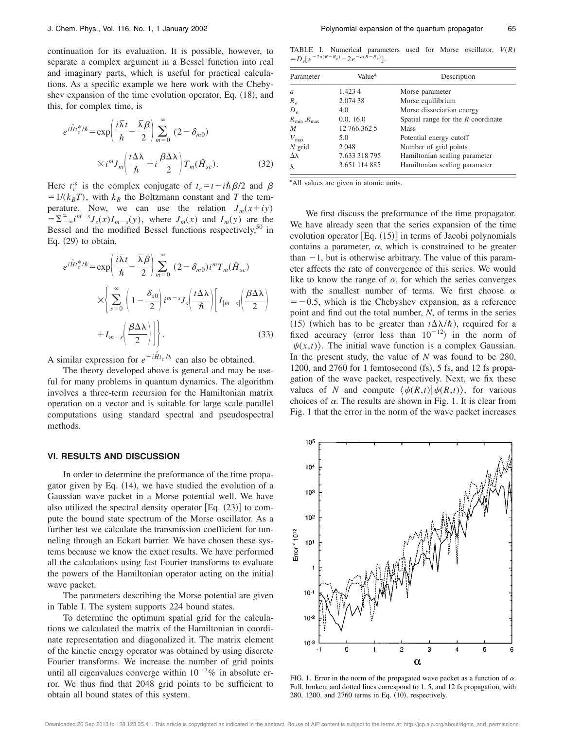continuation for its evaluation. It is possible, however, to separate a complex argument in a Bessel function into real and imaginary parts, which is useful for practical calculations. As a specific example we here work with the Chebyshev expansion of the time evolution operator, Eq. (18), and this, for complex time, is

$$e^{i\hat{H}t_c^*/\hbar} = \exp\left(\frac{i\bar{\lambda}t}{h} - \frac{\bar{\lambda}\beta}{2}\right) \sum_{m=0}^{\infty} (2-\delta_{m0}) \times i^m J_m\left(\frac{t\Delta\lambda}{\hbar} + i\frac{\beta\Delta\lambda}{2}\right) T_m(\hat{H}_{sc}). \tag{32}$$

Here $t_c^*$ is the complex conjugate of $t_c = t - i\hbar\beta/2$ and $\beta = 1/(k_B T)$, with $k_B$ the Boltzmann constant and $T$ the temperature. Now, we can use the relation $J_m(x+iy) = \Sigma_{-\infty}^{\infty} i^{m-s} J_s(x) I_{m-s}(y)$, where $J_m(x)$ and $I_m(y)$ are the Bessel and the modified Bessel functions respectively,[50] in Eq. (29) to obtain,

$$e^{i\hat{H}t_c^*/\hbar} = \exp\left(\frac{i\bar{\lambda}t}{\hbar} - \frac{\bar{\lambda}\beta}{2}\right) \sum_{m=0}^{\infty} (2-\delta_{m0}) i^m T_m(\hat{H}_{sc}) \times \left\{ \sum_{s=0}^{\infty} \left(1 - \frac{\delta_{s0}}{2}\right) i^{m-s} J_s\left(\frac{t\Delta\lambda}{\hbar}\right) \left[ I_{|m-s|}\left(\frac{\beta\Delta\lambda}{2}\right) + I_{m+s}\left(\frac{\beta\Delta\lambda}{2}\right) \right] \right\}. \tag{33}$$

A similar expression for $e^{-i\hat{H}t_c/\hbar}$ can also be obtained.

The theory developed above is general and may be useful for many problems in quantum dynamics. The algorithm involves a three-term recursion for the Hamiltonian matrix operation on a vector and is suitable for large scale parallel computations using standard spectral and pseudospectral methods.

## VI. RESULTS AND DISCUSSION

In order to determine the preformance of the time propagator given by Eq. (14), we have studied the evolution of a Gaussian wave packet in a Morse potential well. We have also utilized the spectral density operator [Eq. (23)] to compute the bound state spectrum of the Morse oscillator. As a further test we calculate the transmission coefficient for tunneling through an Eckart barrier. We have chosen these systems because we know the exact results. We have performed all the calculations using fast Fourier transforms to evaluate the powers of the Hamiltonian operator acting on the initial wave packet.

The parameters describing the Morse potential are given in Table I. The system supports 224 bound states.

To determine the optimum spatial grid for the calculations we calculated the matrix of the Hamiltonian in coordinate representation and diagonalized it. The matrix element of the kinetic energy operator was obtained by using discrete Fourier transforms. We increase the number of grid points until all eigenvalues converge within $10^{-7}$% in absolute error. We thus find that 2048 grid points to be sufficient to obtain all bound states of this system.

TABLE I. Numerical parameters used for Morse oscillator, $V(R) = D_e[e^{-2a(R-R_e)} - 2e^{-a(R-R_e)}]$.

| Parameter | Value[a] | Description |
|---|---|---|
| $a$ | 1.423 4 | Morse parameter |
| $R_e$ | 2.074 38 | Morse equilibrium |
| $D_e$ | 4.0 | Morse dissociation energy |
| $R_{\min}, R_{\max}$ | 0.0, 16.0 | Spatial range for the $R$ coordinate |
| $M$ | 12 766.362 5 | Mass |
| $V_{\max}$ | 5.0 | Potential energy cutoff |
| $N$ grid | 2 048 | Number of grid points |
| $\Delta\lambda$ | 7.633 318 795 | Hamiltonian scaling parameter |
| $\bar{\lambda}$ | 3.651 114 885 | Hamiltonian scaling parameter |

[a]All values are given in atomic units.

We first discuss the preformance of the time propagator. We have already seen that the series expansion of the time evolution operator [Eq. (15)] in terms of Jacobi polynomials contains a parameter, $\alpha$, which is constrained to be greater than $-1$, but is otherwise arbitrary. The value of this parameter affects the rate of convergence of this series. We would like to know the range of $\alpha$, for which the series converges with the smallest number of terms. We first choose $\alpha = -0.5$, which is the Chebyshev expansion, as a reference point and find out the total number, $N$, of terms in the series (15) (which has to be greater than $t\Delta\lambda/\hbar$), required for a fixed accuracy (error less than $10^{-12}$) in the norm of $|\psi(x,t)\rangle$. The initial wave function is a complex Gaussian. In the present study, the value of $N$ was found to be 280, 1200, and 2760 for 1 femtosecond (fs), 5 fs, and 12 fs propagation of the wave packet, respectively. Next, we fix these values of $N$ and compute $\langle\psi(R,t)|\psi(R,t)\rangle$, for various choices of $\alpha$. The results are shown in Fig. 1. It is clear from Fig. 1 that the error in the norm of the wave packet increases

FIG. 1. Error in the norm of the propagated wave packet as a function of $\alpha$. Full, broken, and dotted lines correspond to 1, 5, and 12 fs propagation, with 280, 1200, and 2760 terms in Eq. (10), respectively.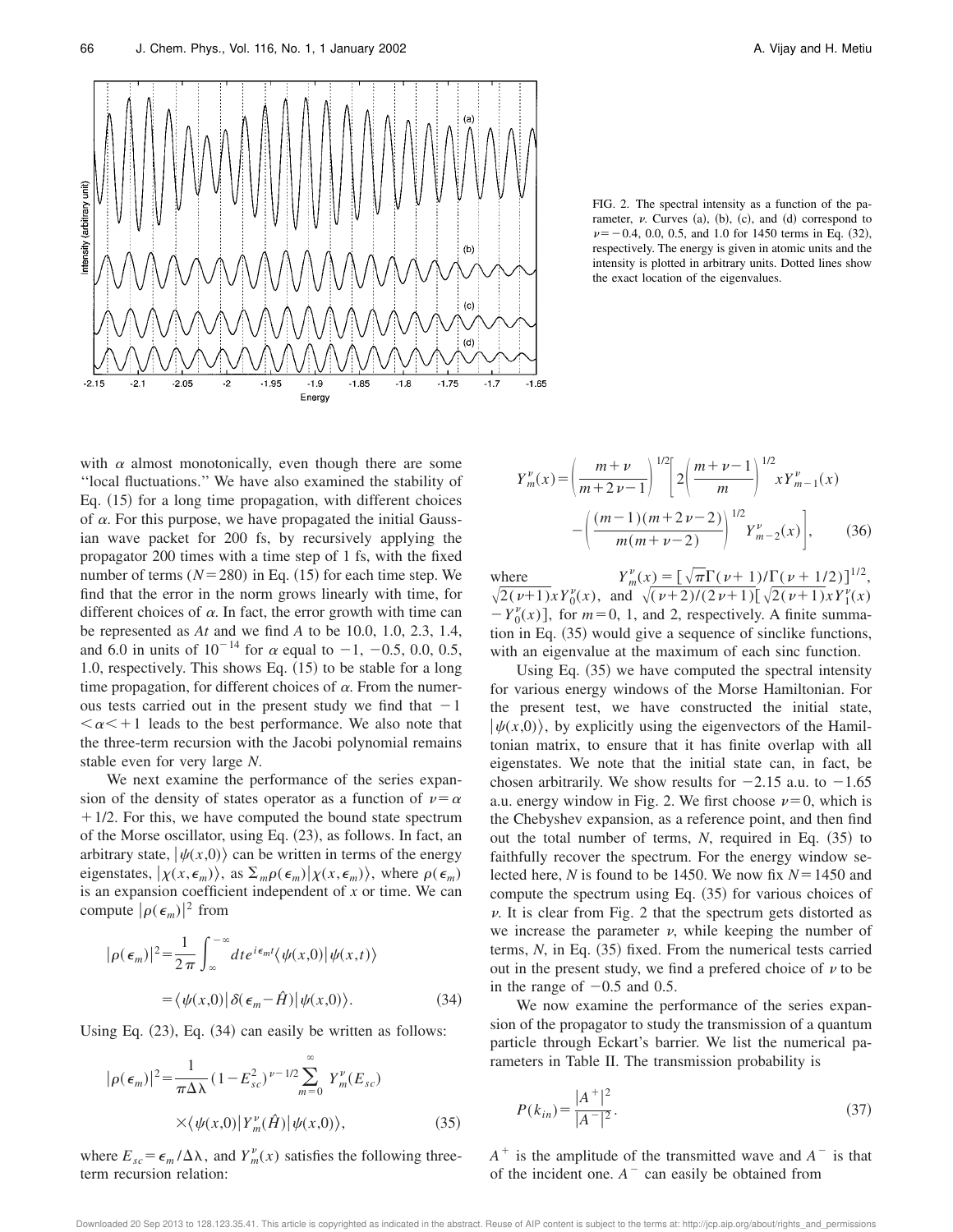FIG. 2. The spectral intensity as a function of the parameter, $\nu$. Curves (a), (b), (c), and (d) correspond to $\nu = -0.4$, 0.0, 0.5, and 1.0 for 1450 terms in Eq. (32), respectively. The energy is given in atomic units and the intensity is plotted in arbitrary units. Dotted lines show the exact location of the eigenvalues.

with $\alpha$ almost monotonically, even though there are some ''local fluctuations.'' We have also examined the stability of Eq. (15) for a long time propagation, with different choices of $\alpha$. For this purpose, we have propagated the initial Gaussian wave packet for 200 fs, by recursively applying the propagator 200 times with a time step of 1 fs, with the fixed number of terms ($N=280$) in Eq. (15) for each time step. We find that the error in the norm grows linearly with time, for different choices of $\alpha$. In fact, the error growth with time can be represented as $At$ and we find $A$ to be 10.0, 1.0, 2.3, 1.4, and 6.0 in units of $10^{-14}$ for $\alpha$ equal to $-1$, $-0.5$, 0.0, 0.5, 1.0, respectively. This shows Eq. (15) to be stable for a long time propagation, for different choices of $\alpha$. From the numerous tests carried out in the present study we find that $-1 < \alpha < +1$ leads to the best performance. We also note that the three-term recursion with the Jacobi polynomial remains stable even for very large $N$.

We next examine the performance of the series expansion of the density of states operator as a function of $\nu = \alpha + 1/2$. For this, we have computed the bound state spectrum of the Morse oscillator, using Eq. (23), as follows. In fact, an arbitrary state, $|\psi(x,0)\rangle$ can be written in terms of the energy eigenstates, $|\chi(x,\epsilon_m)\rangle$, as $\sum_m \rho(\epsilon_m)|\chi(x,\epsilon_m)\rangle$, where $\rho(\epsilon_m)$ is an expansion coefficient independent of $x$ or time. We can compute $|\rho(\epsilon_m)|^2$ from

$$|\rho(\epsilon_m)|^2 = \frac{1}{2\pi}\int_{\infty}^{-\infty} dt e^{i\epsilon_m t}\langle\psi(x,0)|\psi(x,t)\rangle$$
$$= \langle\psi(x,0)|\delta(\epsilon_m - \hat{H})|\psi(x,0)\rangle. \tag{34}$$

Using Eq. (23), Eq. (34) can easily be written as follows:

$$|\rho(\epsilon_m)|^2 = \frac{1}{\pi\Delta\lambda}(1-E_{sc}^2)^{\nu-1/2}\sum_{m=0}^{\infty} Y_m^{\nu}(E_{sc}) \times\langle\psi(x,0)|Y_m^{\nu}(\hat{H})|\psi(x,0)\rangle, \tag{35}$$

where $E_{sc} = \epsilon_m/\Delta\lambda$, and $Y_m^{\nu}(x)$ satisfies the following three-term recursion relation:

$$Y_m^{\nu}(x) = \left(\frac{m+\nu}{m+2\nu-1}\right)^{1/2}\left[2\left(\frac{m+\nu-1}{m}\right)^{1/2} xY_{m-1}^{\nu}(x) - \left(\frac{(m-1)(m+2\nu-2)}{m(m+\nu-2)}\right)^{1/2} Y_{m-2}^{\nu}(x)\right], \tag{36}$$

where $Y_m^{\nu}(x) = [\sqrt{\pi}\Gamma(\nu+1)/\Gamma(\nu+1/2)]^{1/2}$, $\sqrt{2(\nu+1)}xY_0^{\nu}(x)$, and $\sqrt{(\nu+2)/(2\nu+1)}[\sqrt{2(\nu+1)}xY_1^{\nu}(x) - Y_0^{\nu}(x)]$, for $m=0$, 1, and 2, respectively. A finite summation in Eq. (35) would give a sequence of sinclike functions, with an eigenvalue at the maximum of each sinc function.

Using Eq. (35) we have computed the spectral intensity for various energy windows of the Morse Hamiltonian. For the present test, we have constructed the initial state, $|\psi(x,0)\rangle$, by explicitly using the eigenvectors of the Hamiltonian matrix, to ensure that it has finite overlap with all eigenstates. We note that the initial state can, in fact, be chosen arbitrarily. We show results for $-2.15$ a.u. to $-1.65$ a.u. energy window in Fig. 2. We first choose $\nu=0$, which is the Chebyshev expansion, as a reference point, and then find out the total number of terms, $N$, required in Eq. (35) to faithfully recover the spectrum. For the energy window selected here, $N$ is found to be 1450. We now fix $N=1450$ and compute the spectrum using Eq. (35) for various choices of $\nu$. It is clear from Fig. 2 that the spectrum gets distorted as we increase the parameter $\nu$, while keeping the number of terms, $N$, in Eq. (35) fixed. From the numerical tests carried out in the present study, we find a prefered choice of $\nu$ to be in the range of $-0.5$ and 0.5.

We now examine the performance of the series expansion of the propagator to study the transmission of a quantum particle through Eckart's barrier. We list the numerical parameters in Table II. The transmission probability is

$$P(k_{in}) = \frac{|A^+|^2}{|A^-|^2}. \tag{37}$$

$A^+$ is the amplitude of the transmitted wave and $A^-$ is that of the incident one. $A^-$ can easily be obtained from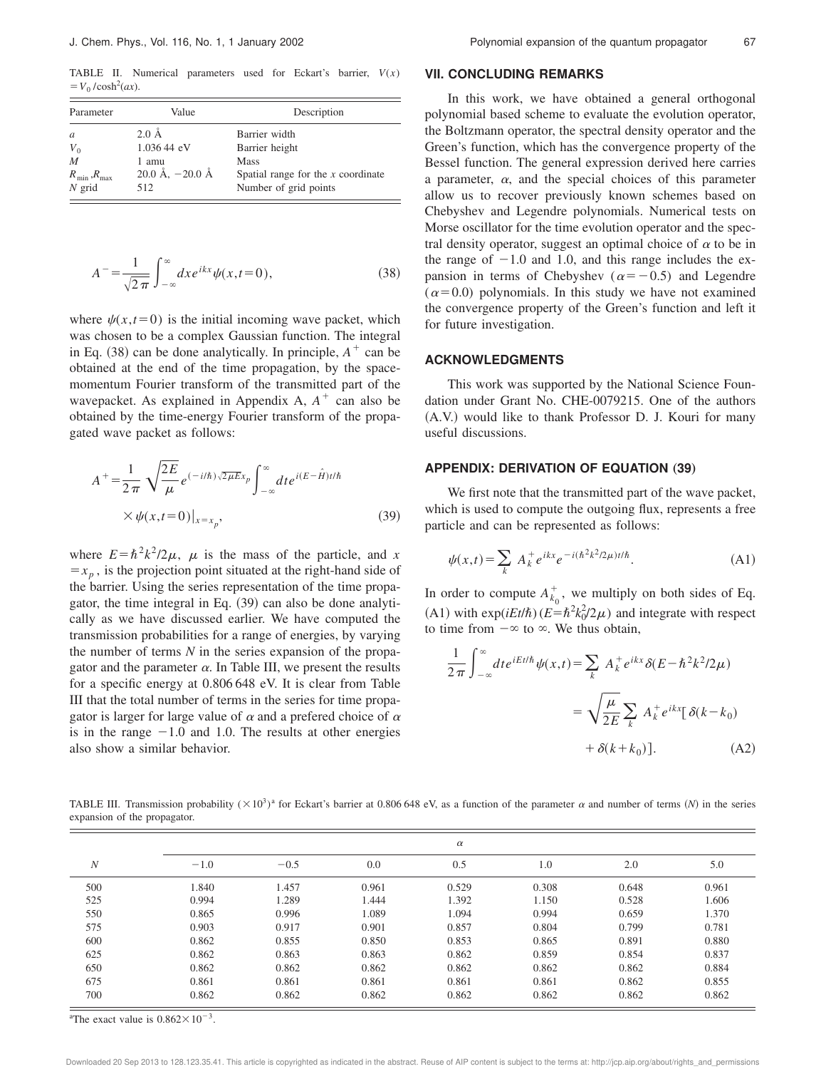TABLE II. Numerical parameters used for Eckart's barrier, $V(x) = V_0/\cosh^2(ax)$.

| Parameter | Value | Description |
|---|---|---|
| $a$ | 2.0 Å | Barrier width |
| $V_0$ | 1.036 44 eV | Barrier height |
| $M$ | 1 amu | Mass |
| $R_{\min}, R_{\max}$ | 20.0 Å, −20.0 Å | Spatial range for the $x$ coordinate |
| $N$ grid | 512 | Number of grid points |

$$A^- = \frac{1}{\sqrt{2\pi}} \int_{-\infty}^{\infty} dx e^{ikx} \psi(x,t=0), \tag{38}$$

where $\psi(x,t=0)$ is the initial incoming wave packet, which was chosen to be a complex Gaussian function. The integral in Eq. (38) can be done analytically. In principle, $A^+$ can be obtained at the end of the time propagation, by the space-momentum Fourier transform of the transmitted part of the wavepacket. As explained in Appendix A, $A^+$ can also be obtained by the time-energy Fourier transform of the propagated wave packet as follows:

$$A^+ = \frac{1}{2\pi} \sqrt{\frac{2E}{\mu}} e^{(-i/\hbar)\sqrt{2\mu E}x_p} \int_{-\infty}^{\infty} dt e^{i(E-\hat{H})t/\hbar} \times \psi(x,t=0)\big|_{x=x_p}, \tag{39}$$

where $E=\hbar^2 k^2/2\mu$, $\mu$ is the mass of the particle, and $x = x_p$, is the projection point situated at the right-hand side of the barrier. Using the series representation of the time propagator, the time integral in Eq. (39) can also be done analytically as we have discussed earlier. We have computed the transmission probabilities for a range of energies, by varying the number of terms $N$ in the series expansion of the propagator and the parameter $\alpha$. In Table III, we present the results for a specific energy at 0.806 648 eV. It is clear from Table III that the total number of terms in the series for time propagator is larger for large value of $\alpha$ and a prefered choice of $\alpha$ is in the range −1.0 and 1.0. The results at other energies also show a similar behavior.

## VII. CONCLUDING REMARKS

In this work, we have obtained a general orthogonal polynomial based scheme to evaluate the evolution operator, the Boltzmann operator, the spectral density operator and the Green's function, which has the convergence property of the Bessel function. The general expression derived here carries a parameter, $\alpha$, and the special choices of this parameter allow us to recover previously known schemes based on Chebyshev and Legendre polynomials. Numerical tests on Morse oscillator for the time evolution operator and the spectral density operator, suggest an optimal choice of $\alpha$ to be in the range of −1.0 and 1.0, and this range includes the expansion in terms of Chebyshev ($\alpha=-0.5$) and Legendre ($\alpha=0.0$) polynomials. In this study we have not examined the convergence property of the Green's function and left it for future investigation.

## ACKNOWLEDGMENTS

This work was supported by the National Science Foundation under Grant No. CHE-0079215. One of the authors (A.V.) would like to thank Professor D. J. Kouri for many useful discussions.

## APPENDIX: DERIVATION OF EQUATION (39)

We first note that the transmitted part of the wave packet, which is used to compute the outgoing flux, represents a free particle and can be represented as follows:

$$\psi(x,t) = \sum_k A_k^+ e^{ikx} e^{-i(\hbar^2 k^2/2\mu)t/\hbar}. \tag{A1}$$

In order to compute $A_{k_0}^+$, we multiply on both sides of Eq. (A1) with $\exp(iEt/\hbar)$ ($E=\hbar^2 k_0^2/2\mu$) and integrate with respect to time from $-\infty$ to $\infty$. We thus obtain,

$$\begin{aligned}\frac{1}{2\pi}\int_{-\infty}^{\infty} dt e^{iEt/\hbar}\psi(x,t) &= \sum_k A_k^+ e^{ikx}\delta(E-\hbar^2k^2/2\mu) \\ &= \sqrt{\frac{\mu}{2E}}\sum_k A_k^+ e^{ikx}[\delta(k-k_0) \\ &\quad + \delta(k+k_0)].\end{aligned} \tag{A2}$$

TABLE III. Transmission probability $(\times 10^3)$[a] for Eckart's barrier at 0.806 648 eV, as a function of the parameter $\alpha$ and number of terms ($N$) in the series expansion of the propagator.

| $N$ | $\alpha$ = −1.0 | −0.5 | 0.0 | 0.5 | 1.0 | 2.0 | 5.0 |
|---|---|---|---|---|---|---|---|
| 500 | 1.840 | 1.457 | 0.961 | 0.529 | 0.308 | 0.648 | 0.961 |
| 525 | 0.994 | 1.289 | 1.444 | 1.392 | 1.150 | 0.528 | 1.606 |
| 550 | 0.865 | 0.996 | 1.089 | 1.094 | 0.994 | 0.659 | 1.370 |
| 575 | 0.903 | 0.917 | 0.901 | 0.857 | 0.804 | 0.799 | 0.781 |
| 600 | 0.862 | 0.855 | 0.850 | 0.853 | 0.865 | 0.891 | 0.880 |
| 625 | 0.862 | 0.863 | 0.863 | 0.862 | 0.859 | 0.854 | 0.837 |
| 650 | 0.862 | 0.862 | 0.862 | 0.862 | 0.862 | 0.862 | 0.884 |
| 675 | 0.861 | 0.861 | 0.861 | 0.861 | 0.861 | 0.862 | 0.855 |
| 700 | 0.862 | 0.862 | 0.862 | 0.862 | 0.862 | 0.862 | 0.862 |

[a]The exact value is $0.862\times 10^{-3}$.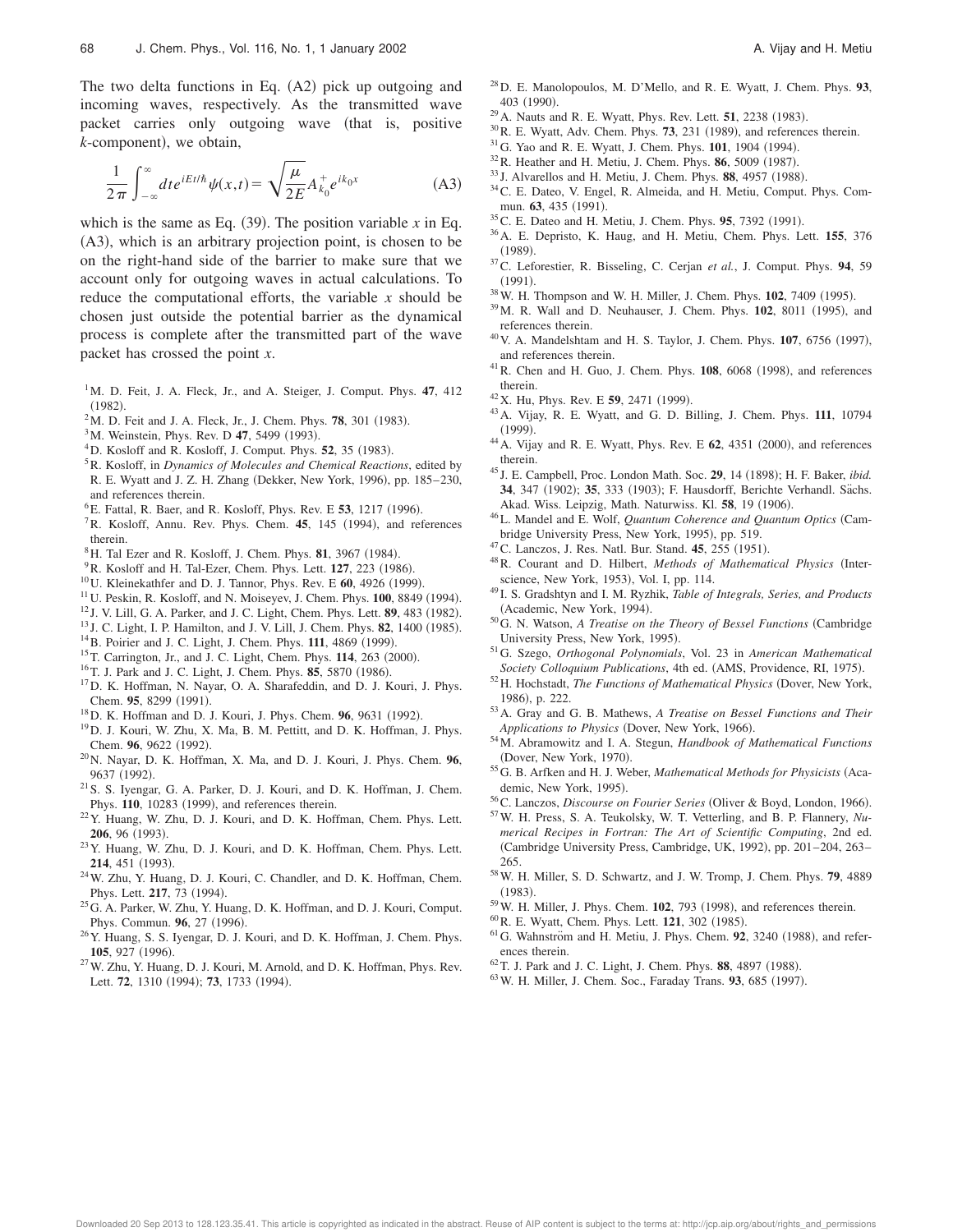The two delta functions in Eq. (A2) pick up outgoing and incoming waves, respectively. As the transmitted wave packet carries only outgoing wave (that is, positive $k$-component), we obtain,

$$\frac{1}{2\pi}\int_{-\infty}^{\infty} dt e^{iEt/\hbar}\psi(x,t) = \sqrt{\frac{\mu}{2E}} A_{k_0}^{+} e^{ik_0 x} \tag{A3}$$

which is the same as Eq. (39). The position variable $x$ in Eq. (A3), which is an arbitrary projection point, is chosen to be on the right-hand side of the barrier to make sure that we account only for outgoing waves in actual calculations. To reduce the computational efforts, the variable $x$ should be chosen just outside the potential barrier as the dynamical process is complete after the transmitted part of the wave packet has crossed the point $x$.

[1] M. D. Feit, J. A. Fleck, Jr., and A. Steiger, J. Comput. Phys. **47**, 412 (1982).
[2] M. D. Feit and J. A. Fleck, Jr., J. Chem. Phys. **78**, 301 (1983).
[3] M. Weinstein, Phys. Rev. D **47**, 5499 (1993).
[4] D. Kosloff and R. Kosloff, J. Comput. Phys. **52**, 35 (1983).
[5] R. Kosloff, in *Dynamics of Molecules and Chemical Reactions*, edited by R. E. Wyatt and J. Z. H. Zhang (Dekker, New York, 1996), pp. 185–230, and references therein.
[6] E. Fattal, R. Baer, and R. Kosloff, Phys. Rev. E **53**, 1217 (1996).
[7] R. Kosloff, Annu. Rev. Phys. Chem. **45**, 145 (1994), and references therein.
[8] H. Tal Ezer and R. Kosloff, J. Chem. Phys. **81**, 3967 (1984).
[9] R. Kosloff and H. Tal-Ezer, Chem. Phys. Lett. **127**, 223 (1986).
[10] U. Kleinekathfer and D. J. Tannor, Phys. Rev. E **60**, 4926 (1999).
[11] U. Peskin, R. Kosloff, and N. Moiseyev, J. Chem. Phys. **100**, 8849 (1994).
[12] J. V. Lill, G. A. Parker, and J. C. Light, Chem. Phys. Lett. **89**, 483 (1982).
[13] J. C. Light, I. P. Hamilton, and J. V. Lill, J. Chem. Phys. **82**, 1400 (1985).
[14] B. Poirier and J. C. Light, J. Chem. Phys. **111**, 4869 (1999).
[15] T. Carrington, Jr., and J. C. Light, Chem. Phys. **114**, 263 (2000).
[16] T. J. Park and J. C. Light, J. Chem. Phys. **85**, 5870 (1986).
[17] D. K. Hoffman, N. Nayar, O. A. Sharafeddin, and D. J. Kouri, J. Phys. Chem. **95**, 8299 (1991).
[18] D. K. Hoffman and D. J. Kouri, J. Phys. Chem. **96**, 9631 (1992).
[19] D. J. Kouri, W. Zhu, X. Ma, B. M. Pettitt, and D. K. Hoffman, J. Phys. Chem. **96**, 9622 (1992).
[20] N. Nayar, D. K. Hoffman, X. Ma, and D. J. Kouri, J. Phys. Chem. **96**, 9637 (1992).
[21] S. S. Iyengar, G. A. Parker, D. J. Kouri, and D. K. Hoffman, J. Chem. Phys. **110**, 10283 (1999), and references therein.
[22] Y. Huang, W. Zhu, D. J. Kouri, and D. K. Hoffman, Chem. Phys. Lett. **206**, 96 (1993).
[23] Y. Huang, W. Zhu, D. J. Kouri, and D. K. Hoffman, Chem. Phys. Lett. **214**, 451 (1993).
[24] W. Zhu, Y. Huang, D. J. Kouri, C. Chandler, and D. K. Hoffman, Chem. Phys. Lett. **217**, 73 (1994).
[25] G. A. Parker, W. Zhu, Y. Huang, D. K. Hoffman, and D. J. Kouri, Comput. Phys. Commun. **96**, 27 (1996).
[26] Y. Huang, S. S. Iyengar, D. J. Kouri, and D. K. Hoffman, J. Chem. Phys. **105**, 927 (1996).
[27] W. Zhu, Y. Huang, D. J. Kouri, M. Arnold, and D. K. Hoffman, Phys. Rev. Lett. **72**, 1310 (1994); **73**, 1733 (1994).
[28] D. E. Manolopoulos, M. D'Mello, and R. E. Wyatt, J. Chem. Phys. **93**, 403 (1990).
[29] A. Nauts and R. E. Wyatt, Phys. Rev. Lett. **51**, 2238 (1983).
[30] R. E. Wyatt, Adv. Chem. Phys. **73**, 231 (1989), and references therein.
[31] G. Yao and R. E. Wyatt, J. Chem. Phys. **101**, 1904 (1994).
[32] R. Heather and H. Metiu, J. Chem. Phys. **86**, 5009 (1987).
[33] J. Alvarellos and H. Metiu, J. Chem. Phys. **88**, 4957 (1988).
[34] C. E. Dateo, V. Engel, R. Almeida, and H. Metiu, Comput. Phys. Commun. **63**, 435 (1991).
[35] C. E. Dateo and H. Metiu, J. Chem. Phys. **95**, 7392 (1991).
[36] A. E. Depristo, K. Haug, and H. Metiu, Chem. Phys. Lett. **155**, 376 (1989).
[37] C. Leforestier, R. Bisseling, C. Cerjan *et al.*, J. Comput. Phys. **94**, 59 (1991).
[38] W. H. Thompson and W. H. Miller, J. Chem. Phys. **102**, 7409 (1995).
[39] M. R. Wall and D. Neuhauser, J. Chem. Phys. **102**, 8011 (1995), and references therein.
[40] V. A. Mandelshtam and H. S. Taylor, J. Chem. Phys. **107**, 6756 (1997), and references therein.
[41] R. Chen and H. Guo, J. Chem. Phys. **108**, 6068 (1998), and references therein.
[42] X. Hu, Phys. Rev. E **59**, 2471 (1999).
[43] A. Vijay, R. E. Wyatt, and G. D. Billing, J. Chem. Phys. **111**, 10794 (1999).
[44] A. Vijay and R. E. Wyatt, Phys. Rev. E **62**, 4351 (2000), and references therein.
[45] J. E. Campbell, Proc. London Math. Soc. **29**, 14 (1898); H. F. Baker, *ibid.* **34**, 347 (1902); **35**, 333 (1903); F. Hausdorff, Berichte Verhandl. Sächs. Akad. Wiss. Leipzig, Math. Naturwiss. Kl. **58**, 19 (1906).
[46] L. Mandel and E. Wolf, *Quantum Coherence and Quantum Optics* (Cambridge University Press, New York, 1995), pp. 519.
[47] C. Lanczos, J. Res. Natl. Bur. Stand. **45**, 255 (1951).
[48] R. Courant and D. Hilbert, *Methods of Mathematical Physics* (Interscience, New York, 1953), Vol. I, pp. 114.
[49] I. S. Gradshtyn and I. M. Ryzhik, *Table of Integrals, Series, and Products* (Academic, New York, 1994).
[50] G. N. Watson, *A Treatise on the Theory of Bessel Functions* (Cambridge University Press, New York, 1995).
[51] G. Szego, *Orthogonal Polynomials*, Vol. 23 in *American Mathematical Society Colloquium Publications*, 4th ed. (AMS, Providence, RI, 1975).
[52] H. Hochstadt, *The Functions of Mathematical Physics* (Dover, New York, 1986), p. 222.
[53] A. Gray and G. B. Mathews, *A Treatise on Bessel Functions and Their Applications to Physics* (Dover, New York, 1966).
[54] M. Abramowitz and I. A. Stegun, *Handbook of Mathematical Functions* (Dover, New York, 1970).
[55] G. B. Arfken and H. J. Weber, *Mathematical Methods for Physicists* (Academic, New York, 1995).
[56] C. Lanczos, *Discourse on Fourier Series* (Oliver & Boyd, London, 1966).
[57] W. H. Press, S. A. Teukolsky, W. T. Vetterling, and B. P. Flannery, *Numerical Recipes in Fortran: The Art of Scientific Computing*, 2nd ed. (Cambridge University Press, Cambridge, UK, 1992), pp. 201–204, 263–265.
[58] W. H. Miller, S. D. Schwartz, and J. W. Tromp, J. Chem. Phys. **79**, 4889 (1983).
[59] W. H. Miller, J. Phys. Chem. **102**, 793 (1998), and references therein.
[60] R. E. Wyatt, Chem. Phys. Lett. **121**, 302 (1985).
[61] G. Wahnström and H. Metiu, J. Phys. Chem. **92**, 3240 (1988), and references therein.
[62] T. J. Park and J. C. Light, J. Chem. Phys. **88**, 4897 (1988).
[63] W. H. Miller, J. Chem. Soc., Faraday Trans. **93**, 685 (1997).